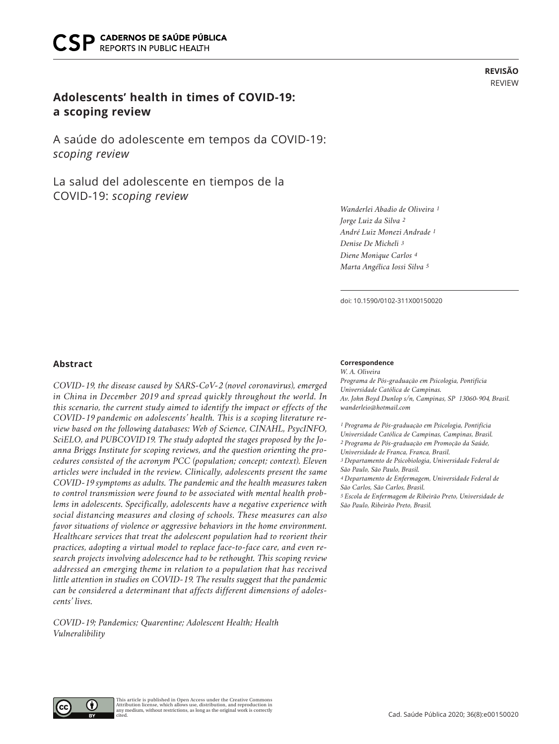REVISÃO
REVIEW

# Adolescents' health in times of COVID-19: a scoping review

## A saúde do adolescente em tempos da COVID-19: *scoping review*

## La salud del adolescente en tiempos de la COVID-19: *scoping review*

*Wanderlei Abadio de Oliveira [1]*
*Jorge Luiz da Silva [2]*
*André Luiz Monezi Andrade [1]*
*Denise De Micheli [3]*
*Diene Monique Carlos [4]*
*Marta Angélica Iossi Silva [5]*

doi: 10.1590/0102-311X00150020

## Abstract

*COVID-19, the disease caused by SARS-CoV-2 (novel coronavirus), emerged in China in December 2019 and spread quickly throughout the world. In this scenario, the current study aimed to identify the impact or effects of the COVID-19 pandemic on adolescents' health. This is a scoping literature review based on the following databases: Web of Science, CINAHL, PsycINFO, SciELO, and PUBCOVID19. The study adopted the stages proposed by the Joanna Briggs Institute for scoping reviews, and the question orienting the procedures consisted of the acronym PCC (population; concept; context). Eleven articles were included in the review. Clinically, adolescents present the same COVID-19 symptoms as adults. The pandemic and the health measures taken to control transmission were found to be associated with mental health problems in adolescents. Specifically, adolescents have a negative experience with social distancing measures and closing of schools. These measures can also favor situations of violence or aggressive behaviors in the home environment. Healthcare services that treat the adolescent population had to reorient their practices, adopting a virtual model to replace face-to-face care, and even research projects involving adolescence had to be rethought. This scoping review addressed an emerging theme in relation to a population that has received little attention in studies on COVID-19. The results suggest that the pandemic can be considered a determinant that affects different dimensions of adolescents' lives.*

*COVID-19; Pandemics; Quarantine; Adolescent Health; Health Vulneralibility*

**Correspondence**
*W. A. Oliveira*
*Programa de Pós-graduação em Psicologia, Pontifícia Universidade Católica de Campinas.*
*Av. John Boyd Dunlop s/n, Campinas, SP 13060-904, Brasil.*
*wanderleio@hotmail.com*

*[1] Programa de Pós-graduação em Psicologia, Pontifícia Universidade Católica de Campinas, Campinas, Brasil.*
*[2] Programa de Pós-graduação em Promoção da Saúde, Universidade de Franca, Franca, Brasil.*
*[3] Departamento de Psicobiologia, Universidade Federal de São Paulo, São Paulo, Brasil.*
*[4] Departamento de Enfermagem, Universidade Federal de São Carlos, São Carlos, Brasil.*
*[5] Escola de Enfermagem de Ribeirão Preto, Universidade de São Paulo, Ribeirão Preto, Brasil.*

This article is published in Open Access under the Creative Commons Attribution license, which allows use, distribution, and reproduction in any medium, without restrictions, as long as the original work is correctly cited.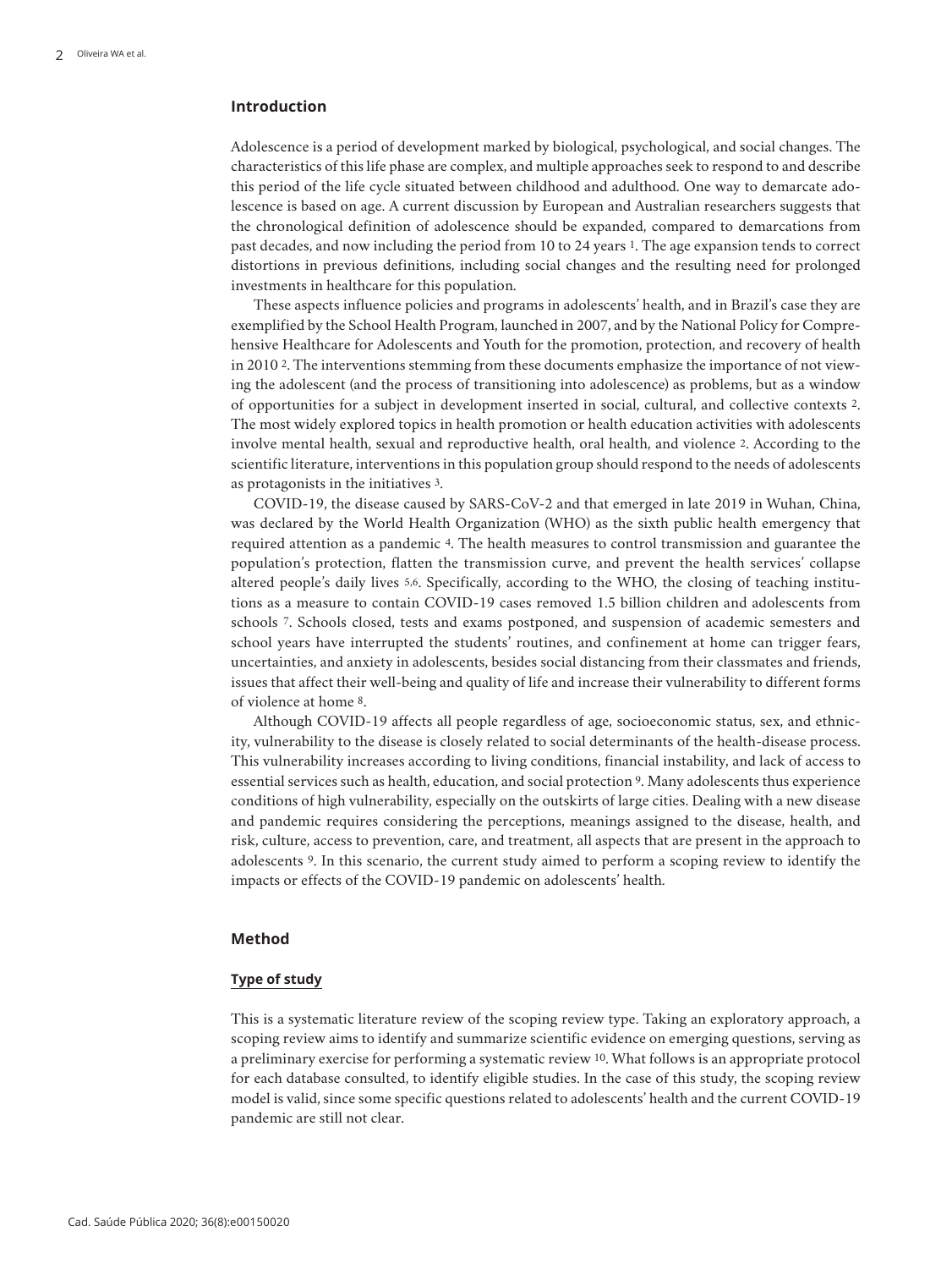## Introduction

Adolescence is a period of development marked by biological, psychological, and social changes. The characteristics of this life phase are complex, and multiple approaches seek to respond to and describe this period of the life cycle situated between childhood and adulthood. One way to demarcate adolescence is based on age. A current discussion by European and Australian researchers suggests that the chronological definition of adolescence should be expanded, compared to demarcations from past decades, and now including the period from 10 to 24 years [1]. The age expansion tends to correct distortions in previous definitions, including social changes and the resulting need for prolonged investments in healthcare for this population.

These aspects influence policies and programs in adolescents' health, and in Brazil's case they are exemplified by the School Health Program, launched in 2007, and by the National Policy for Comprehensive Healthcare for Adolescents and Youth for the promotion, protection, and recovery of health in 2010 [2]. The interventions stemming from these documents emphasize the importance of not viewing the adolescent (and the process of transitioning into adolescence) as problems, but as a window of opportunities for a subject in development inserted in social, cultural, and collective contexts [2]. The most widely explored topics in health promotion or health education activities with adolescents involve mental health, sexual and reproductive health, oral health, and violence [2]. According to the scientific literature, interventions in this population group should respond to the needs of adolescents as protagonists in the initiatives [3].

COVID-19, the disease caused by SARS-CoV-2 and that emerged in late 2019 in Wuhan, China, was declared by the World Health Organization (WHO) as the sixth public health emergency that required attention as a pandemic [4]. The health measures to control transmission and guarantee the population's protection, flatten the transmission curve, and prevent the health services' collapse altered people's daily lives [5,6]. Specifically, according to the WHO, the closing of teaching institutions as a measure to contain COVID-19 cases removed 1.5 billion children and adolescents from schools [7]. Schools closed, tests and exams postponed, and suspension of academic semesters and school years have interrupted the students' routines, and confinement at home can trigger fears, uncertainties, and anxiety in adolescents, besides social distancing from their classmates and friends, issues that affect their well-being and quality of life and increase their vulnerability to different forms of violence at home [8].

Although COVID-19 affects all people regardless of age, socioeconomic status, sex, and ethnicity, vulnerability to the disease is closely related to social determinants of the health-disease process. This vulnerability increases according to living conditions, financial instability, and lack of access to essential services such as health, education, and social protection [9]. Many adolescents thus experience conditions of high vulnerability, especially on the outskirts of large cities. Dealing with a new disease and pandemic requires considering the perceptions, meanings assigned to the disease, health, and risk, culture, access to prevention, care, and treatment, all aspects that are present in the approach to adolescents [9]. In this scenario, the current study aimed to perform a scoping review to identify the impacts or effects of the COVID-19 pandemic on adolescents' health.

## Method

### Type of study

This is a systematic literature review of the scoping review type. Taking an exploratory approach, a scoping review aims to identify and summarize scientific evidence on emerging questions, serving as a preliminary exercise for performing a systematic review [10]. What follows is an appropriate protocol for each database consulted, to identify eligible studies. In the case of this study, the scoping review model is valid, since some specific questions related to adolescents' health and the current COVID-19 pandemic are still not clear.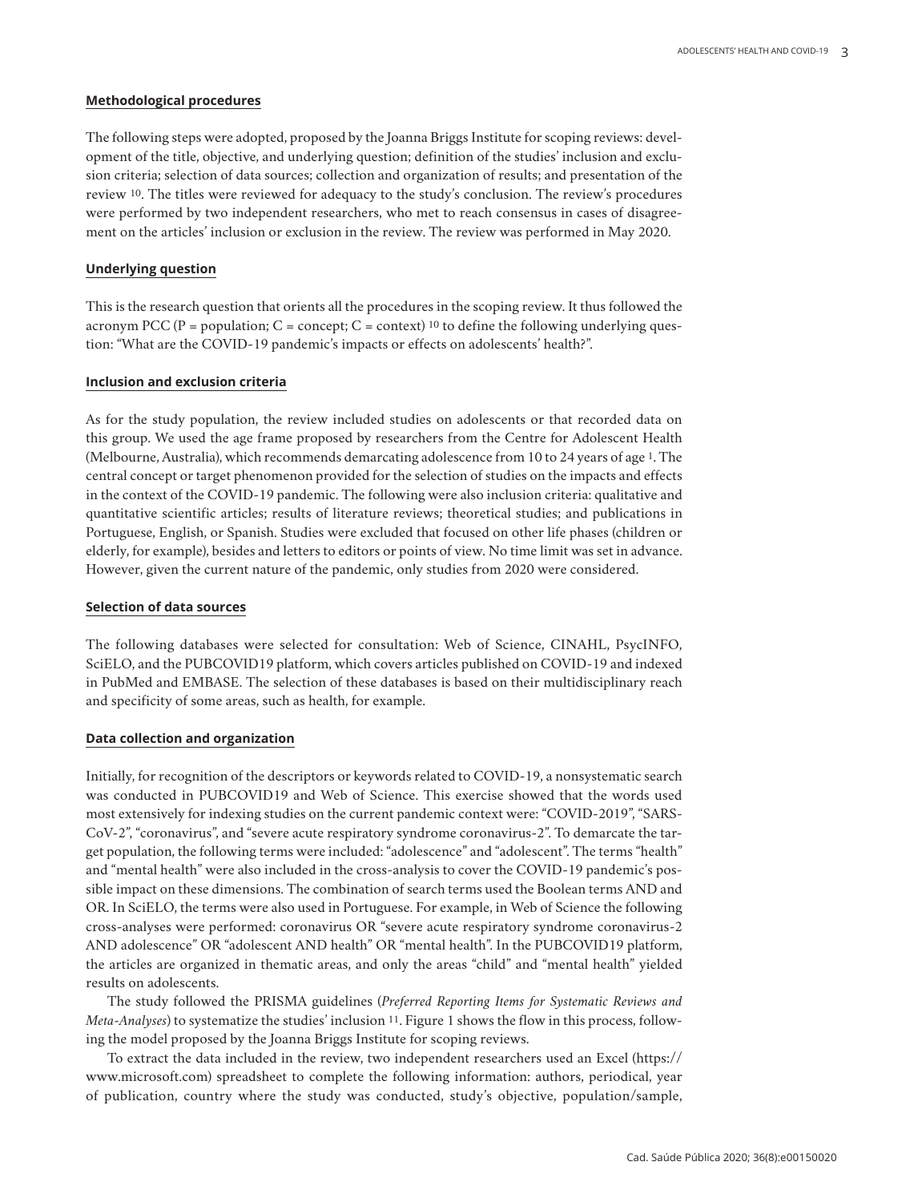### Methodological procedures

The following steps were adopted, proposed by the Joanna Briggs Institute for scoping reviews: development of the title, objective, and underlying question; definition of the studies' inclusion and exclusion criteria; selection of data sources; collection and organization of results; and presentation of the review [10]. The titles were reviewed for adequacy to the study's conclusion. The review's procedures were performed by two independent researchers, who met to reach consensus in cases of disagreement on the articles' inclusion or exclusion in the review. The review was performed in May 2020.

### Underlying question

This is the research question that orients all the procedures in the scoping review. It thus followed the acronym PCC (P = population; C = concept; C = context) [10] to define the following underlying question: "What are the COVID-19 pandemic's impacts or effects on adolescents' health?".

### Inclusion and exclusion criteria

As for the study population, the review included studies on adolescents or that recorded data on this group. We used the age frame proposed by researchers from the Centre for Adolescent Health (Melbourne, Australia), which recommends demarcating adolescence from 10 to 24 years of age [1]. The central concept or target phenomenon provided for the selection of studies on the impacts and effects in the context of the COVID-19 pandemic. The following were also inclusion criteria: qualitative and quantitative scientific articles; results of literature reviews; theoretical studies; and publications in Portuguese, English, or Spanish. Studies were excluded that focused on other life phases (children or elderly, for example), besides and letters to editors or points of view. No time limit was set in advance. However, given the current nature of the pandemic, only studies from 2020 were considered.

### Selection of data sources

The following databases were selected for consultation: Web of Science, CINAHL, PsycINFO, SciELO, and the PUBCOVID19 platform, which covers articles published on COVID-19 and indexed in PubMed and EMBASE. The selection of these databases is based on their multidisciplinary reach and specificity of some areas, such as health, for example.

### Data collection and organization

Initially, for recognition of the descriptors or keywords related to COVID-19, a nonsystematic search was conducted in PUBCOVID19 and Web of Science. This exercise showed that the words used most extensively for indexing studies on the current pandemic context were: "COVID-2019", "SARS-CoV-2", "coronavirus", and "severe acute respiratory syndrome coronavirus-2". To demarcate the target population, the following terms were included: "adolescence" and "adolescent". The terms "health" and "mental health" were also included in the cross-analysis to cover the COVID-19 pandemic's possible impact on these dimensions. The combination of search terms used the Boolean terms AND and OR. In SciELO, the terms were also used in Portuguese. For example, in Web of Science the following cross-analyses were performed: coronavirus OR "severe acute respiratory syndrome coronavirus-2 AND adolescence" OR "adolescent AND health" OR "mental health". In the PUBCOVID19 platform, the articles are organized in thematic areas, and only the areas "child" and "mental health" yielded results on adolescents.

The study followed the PRISMA guidelines (*Preferred Reporting Items for Systematic Reviews and Meta-Analyses*) to systematize the studies' inclusion [11]. Figure 1 shows the flow in this process, following the model proposed by the Joanna Briggs Institute for scoping reviews.

To extract the data included in the review, two independent researchers used an Excel (https://www.microsoft.com) spreadsheet to complete the following information: authors, periodical, year of publication, country where the study was conducted, study's objective, population/sample,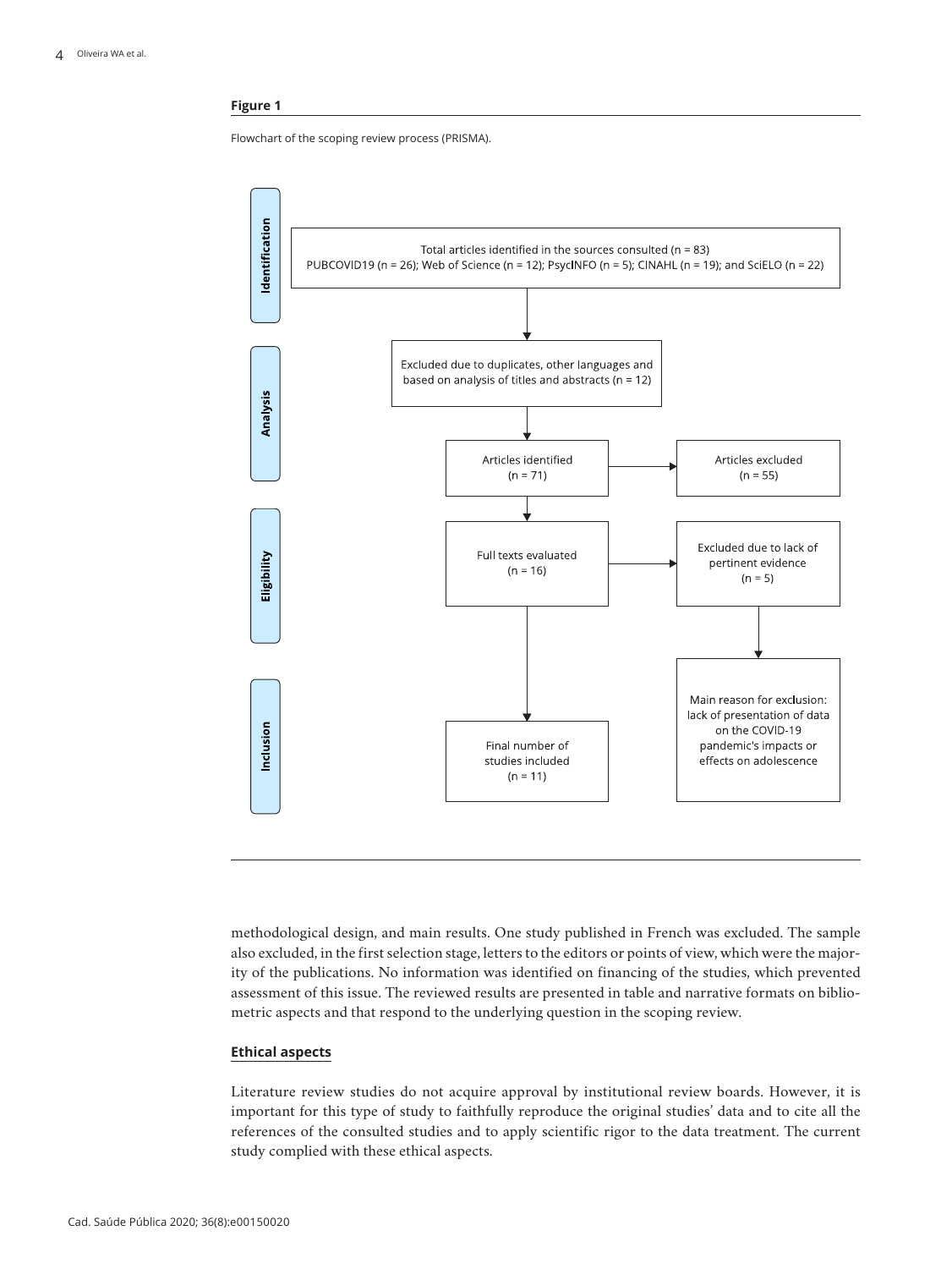**Figure 1**

Flowchart of the scoping review process (PRISMA).

Identification

Total articles identified in the sources consulted (n = 83)
PUBCOVID19 (n = 26); Web of Science (n = 12); PsycINFO (n = 5); CINAHL (n = 19); and SciELO (n = 22)

Analysis

Excluded due to duplicates, other languages and based on analysis of titles and abstracts (n = 12)

Articles identified (n = 71)

Articles excluded (n = 55)

Eligibility

Full texts evaluated (n = 16)

Excluded due to lack of pertinent evidence (n = 5)

Main reason for exclusion: lack of presentation of data on the COVID-19 pandemic's impacts or effects on adolescence

Inclusion

Final number of studies included (n = 11)

methodological design, and main results. One study published in French was excluded. The sample also excluded, in the first selection stage, letters to the editors or points of view, which were the majority of the publications. No information was identified on financing of the studies, which prevented assessment of this issue. The reviewed results are presented in table and narrative formats on bibliometric aspects and that respond to the underlying question in the scoping review.

## Ethical aspects

Literature review studies do not acquire approval by institutional review boards. However, it is important for this type of study to faithfully reproduce the original studies' data and to cite all the references of the consulted studies and to apply scientific rigor to the data treatment. The current study complied with these ethical aspects.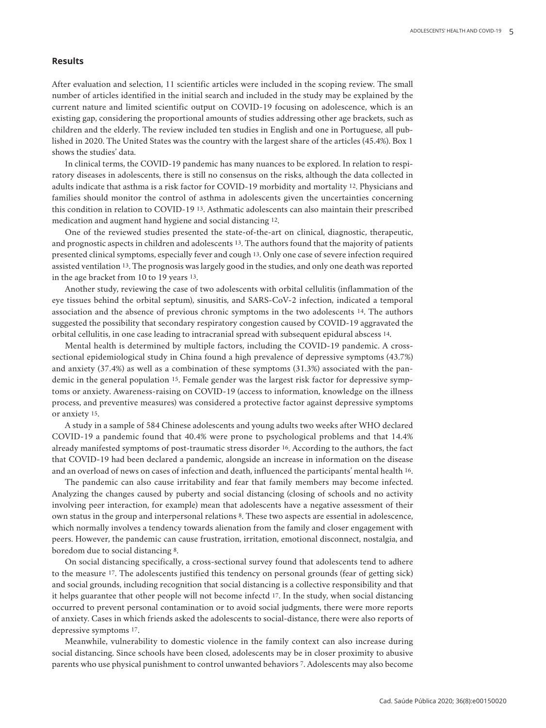## Results

After evaluation and selection, 11 scientific articles were included in the scoping review. The small number of articles identified in the initial search and included in the study may be explained by the current nature and limited scientific output on COVID-19 focusing on adolescence, which is an existing gap, considering the proportional amounts of studies addressing other age brackets, such as children and the elderly. The review included ten studies in English and one in Portuguese, all published in 2020. The United States was the country with the largest share of the articles (45.4%). Box 1 shows the studies' data.

In clinical terms, the COVID-19 pandemic has many nuances to be explored. In relation to respiratory diseases in adolescents, there is still no consensus on the risks, although the data collected in adults indicate that asthma is a risk factor for COVID-19 morbidity and mortality [12]. Physicians and families should monitor the control of asthma in adolescents given the uncertainties concerning this condition in relation to COVID-19 [13]. Asthmatic adolescents can also maintain their prescribed medication and augment hand hygiene and social distancing [12].

One of the reviewed studies presented the state-of-the-art on clinical, diagnostic, therapeutic, and prognostic aspects in children and adolescents [13]. The authors found that the majority of patients presented clinical symptoms, especially fever and cough [13]. Only one case of severe infection required assisted ventilation [13]. The prognosis was largely good in the studies, and only one death was reported in the age bracket from 10 to 19 years [13].

Another study, reviewing the case of two adolescents with orbital cellulitis (inflammation of the eye tissues behind the orbital septum), sinusitis, and SARS-CoV-2 infection, indicated a temporal association and the absence of previous chronic symptoms in the two adolescents [14]. The authors suggested the possibility that secondary respiratory congestion caused by COVID-19 aggravated the orbital cellulitis, in one case leading to intracranial spread with subsequent epidural abscess [14].

Mental health is determined by multiple factors, including the COVID-19 pandemic. A cross-sectional epidemiological study in China found a high prevalence of depressive symptoms (43.7%) and anxiety (37.4%) as well as a combination of these symptoms (31.3%) associated with the pandemic in the general population [15]. Female gender was the largest risk factor for depressive symptoms or anxiety. Awareness-raising on COVID-19 (access to information, knowledge on the illness process, and preventive measures) was considered a protective factor against depressive symptoms or anxiety [15].

A study in a sample of 584 Chinese adolescents and young adults two weeks after WHO declared COVID-19 a pandemic found that 40.4% were prone to psychological problems and that 14.4% already manifested symptoms of post-traumatic stress disorder [16]. According to the authors, the fact that COVID-19 had been declared a pandemic, alongside an increase in information on the disease and an overload of news on cases of infection and death, influenced the participants' mental health [16].

The pandemic can also cause irritability and fear that family members may become infected. Analyzing the changes caused by puberty and social distancing (closing of schools and no activity involving peer interaction, for example) mean that adolescents have a negative assessment of their own status in the group and interpersonal relations [8]. These two aspects are essential in adolescence, which normally involves a tendency towards alienation from the family and closer engagement with peers. However, the pandemic can cause frustration, irritation, emotional disconnect, nostalgia, and boredom due to social distancing [8].

On social distancing specifically, a cross-sectional survey found that adolescents tend to adhere to the measure [17]. The adolescents justified this tendency on personal grounds (fear of getting sick) and social grounds, including recognition that social distancing is a collective responsibility and that it helps guarantee that other people will not become infectd [17]. In the study, when social distancing occurred to prevent personal contamination or to avoid social judgments, there were more reports of anxiety. Cases in which friends asked the adolescents to social-distance, there were also reports of depressive symptoms [17].

Meanwhile, vulnerability to domestic violence in the family context can also increase during social distancing. Since schools have been closed, adolescents may be in closer proximity to abusive parents who use physical punishment to control unwanted behaviors [7]. Adolescents may also become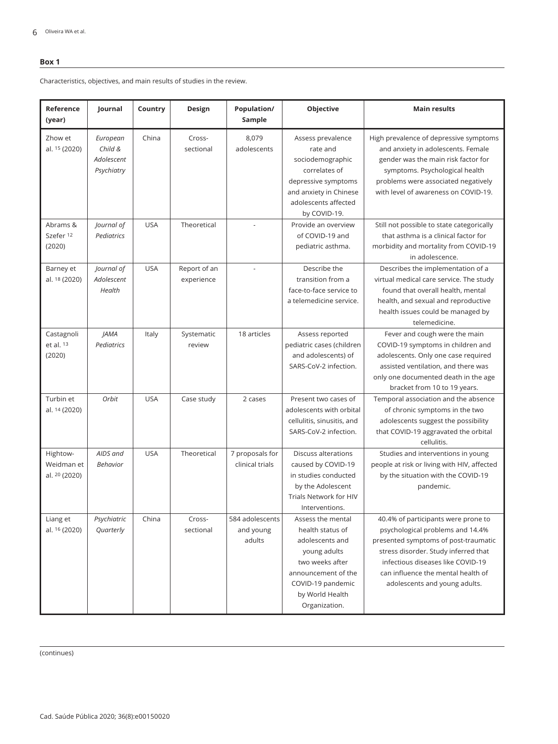**Box 1**

Characteristics, objectives, and main results of studies in the review.

| Reference (year) | Journal | Country | Design | Population/ Sample | Objective | Main results |
|---|---|---|---|---|---|---|
| Zhow et al. [15] (2020) | *European Child & Adolescent Psychiatry* | China | Cross-sectional | 8,079 adolescents | Assess prevalence rate and sociodemographic correlates of depressive symptoms and anxiety in Chinese adolescents affected by COVID-19. | High prevalence of depressive symptoms and anxiety in adolescents. Female gender was the main risk factor for symptoms. Psychological health problems were associated negatively with level of awareness on COVID-19. |
| Abrams & Szefer [12] (2020) | *Journal of Pediatrics* | USA | Theoretical | - | Provide an overview of COVID-19 and pediatric asthma. | Still not possible to state categorically that asthma is a clinical factor for morbidity and mortality from COVID-19 in adolescence. |
| Barney et al. [18] (2020) | *Journal of Adolescent Health* | USA | Report of an experience | - | Describe the transition from a face-to-face service to a telemedicine service. | Describes the implementation of a virtual medical care service. The study found that overall health, mental health, and sexual and reproductive health issues could be managed by telemedicine. |
| Castagnoli et al. [13] (2020) | *JAMA Pediatrics* | Italy | Systematic review | 18 articles | Assess reported pediatric cases (children and adolescents) of SARS-CoV-2 infection. | Fever and cough were the main COVID-19 symptoms in children and adolescents. Only one case required assisted ventilation, and there was only one documented death in the age bracket from 10 to 19 years. |
| Turbin et al. [14] (2020) | *Orbit* | USA | Case study | 2 cases | Present two cases of adolescents with orbital cellulitis, sinusitis, and SARS-CoV-2 infection. | Temporal association and the absence of chronic symptoms in the two adolescents suggest the possibility that COVID-19 aggravated the orbital cellulitis. |
| Hightow-Weidman et al. [20] (2020) | *AIDS and Behavior* | USA | Theoretical | 7 proposals for clinical trials | Discuss alterations caused by COVID-19 in studies conducted by the Adolescent Trials Network for HIV Interventions. | Studies and interventions in young people at risk or living with HIV, affected by the situation with the COVID-19 pandemic. |
| Liang et al. [16] (2020) | *Psychiatric Quarterly* | China | Cross-sectional | 584 adolescents and young adults | Assess the mental health status of adolescents and young adults two weeks after announcement of the COVID-19 pandemic by World Health Organization. | 40.4% of participants were prone to psychological problems and 14.4% presented symptoms of post-traumatic stress disorder. Study inferred that infectious diseases like COVID-19 can influence the mental health of adolescents and young adults. |

(continues)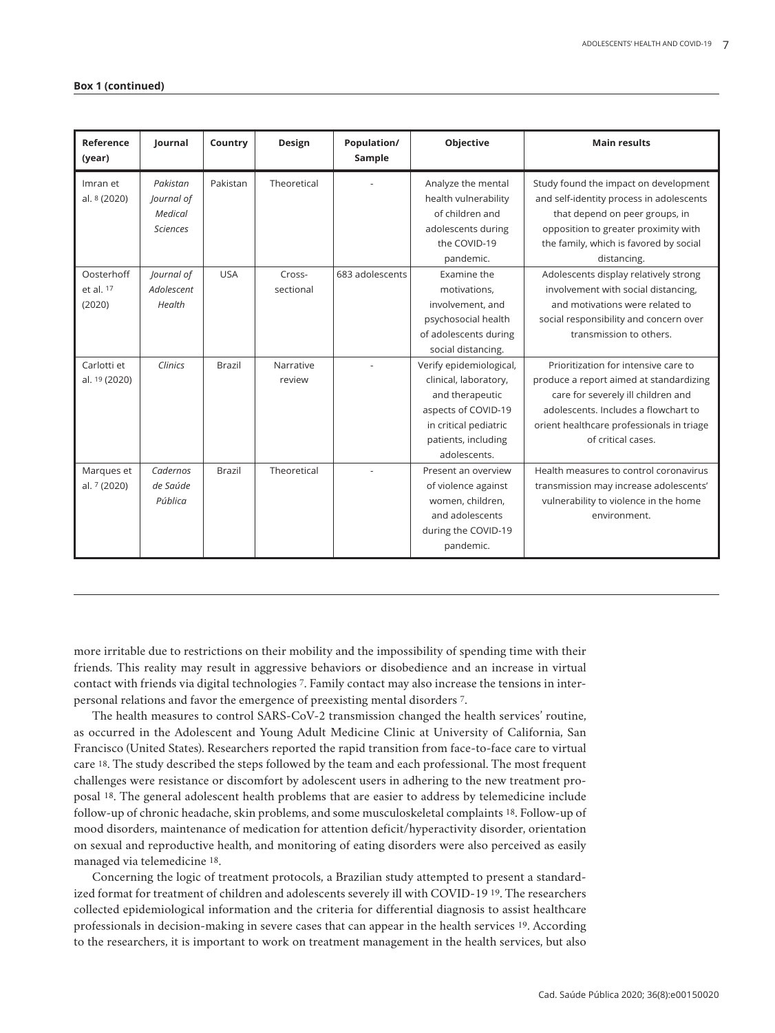**Box 1 (continued)**

| Reference (year) | Journal | Country | Design | Population/ Sample | Objective | Main results |
|---|---|---|---|---|---|---|
| Imran et al. [8] (2020) | *Pakistan Journal of Medical Sciences* | Pakistan | Theoretical | - | Analyze the mental health vulnerability of children and adolescents during the COVID-19 pandemic. | Study found the impact on development and self-identity process in adolescents that depend on peer groups, in opposition to greater proximity with the family, which is favored by social distancing. |
| Oosterhoff et al. [17] (2020) | *Journal of Adolescent Health* | USA | Cross-sectional | 683 adolescents | Examine the motivations, involvement, and psychosocial health of adolescents during social distancing. | Adolescents display relatively strong involvement with social distancing, and motivations were related to social responsibility and concern over transmission to others. |
| Carlotti et al. [19] (2020) | *Clinics* | Brazil | Narrative review | - | Verify epidemiological, clinical, laboratory, and therapeutic aspects of COVID-19 in critical pediatric patients, including adolescents. | Prioritization for intensive care to produce a report aimed at standardizing care for severely ill children and adolescents. Includes a flowchart to orient healthcare professionals in triage of critical cases. |
| Marques et al. [7] (2020) | *Cadernos de Saúde Pública* | Brazil | Theoretical | - | Present an overview of violence against women, children, and adolescents during the COVID-19 pandemic. | Health measures to control coronavirus transmission may increase adolescents' vulnerability to violence in the home environment. |

more irritable due to restrictions on their mobility and the impossibility of spending time with their friends. This reality may result in aggressive behaviors or disobedience and an increase in virtual contact with friends via digital technologies [7]. Family contact may also increase the tensions in interpersonal relations and favor the emergence of preexisting mental disorders [7].

The health measures to control SARS-CoV-2 transmission changed the health services' routine, as occurred in the Adolescent and Young Adult Medicine Clinic at University of California, San Francisco (United States). Researchers reported the rapid transition from face-to-face care to virtual care [18]. The study described the steps followed by the team and each professional. The most frequent challenges were resistance or discomfort by adolescent users in adhering to the new treatment proposal [18]. The general adolescent health problems that are easier to address by telemedicine include follow-up of chronic headache, skin problems, and some musculoskeletal complaints [18]. Follow-up of mood disorders, maintenance of medication for attention deficit/hyperactivity disorder, orientation on sexual and reproductive health, and monitoring of eating disorders were also perceived as easily managed via telemedicine [18].

Concerning the logic of treatment protocols, a Brazilian study attempted to present a standardized format for treatment of children and adolescents severely ill with COVID-19 [19]. The researchers collected epidemiological information and the criteria for differential diagnosis to assist healthcare professionals in decision-making in severe cases that can appear in the health services [19]. According to the researchers, it is important to work on treatment management in the health services, but also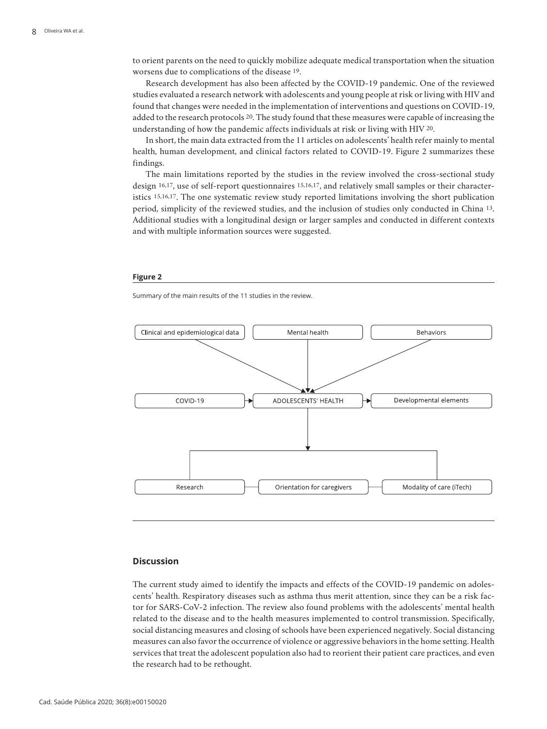to orient parents on the need to quickly mobilize adequate medical transportation when the situation worsens due to complications of the disease [19].

Research development has also been affected by the COVID-19 pandemic. One of the reviewed studies evaluated a research network with adolescents and young people at risk or living with HIV and found that changes were needed in the implementation of interventions and questions on COVID-19, added to the research protocols [20]. The study found that these measures were capable of increasing the understanding of how the pandemic affects individuals at risk or living with HIV [20].

In short, the main data extracted from the 11 articles on adolescents' health refer mainly to mental health, human development, and clinical factors related to COVID-19. Figure 2 summarizes these findings.

The main limitations reported by the studies in the review involved the cross-sectional study design [16,17], use of self-report questionnaires [15,16,17], and relatively small samples or their characteristics [15,16,17]. The one systematic review study reported limitations involving the short publication period, simplicity of the reviewed studies, and the inclusion of studies only conducted in China [13]. Additional studies with a longitudinal design or larger samples and conducted in different contexts and with multiple information sources were suggested.

**Figure 2**

Summary of the main results of the 11 studies in the review.

Clinical and epidemiological data | Mental health | Behaviors

COVID-19 → ADOLESCENTS' HEALTH → Developmental elements

Research | Orientation for caregivers | Modality of care (iTech)

## Discussion

The current study aimed to identify the impacts and effects of the COVID-19 pandemic on adolescents' health. Respiratory diseases such as asthma thus merit attention, since they can be a risk factor for SARS-CoV-2 infection. The review also found problems with the adolescents' mental health related to the disease and to the health measures implemented to control transmission. Specifically, social distancing measures and closing of schools have been experienced negatively. Social distancing measures can also favor the occurrence of violence or aggressive behaviors in the home setting. Health services that treat the adolescent population also had to reorient their patient care practices, and even the research had to be rethought.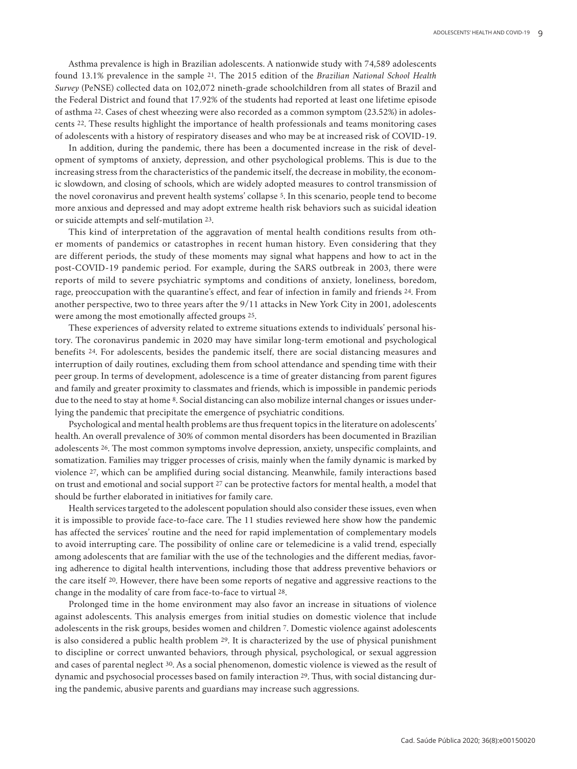Asthma prevalence is high in Brazilian adolescents. A nationwide study with 74,589 adolescents found 13.1% prevalence in the sample [21]. The 2015 edition of the *Brazilian National School Health Survey* (PeNSE) collected data on 102,072 nineth-grade schoolchildren from all states of Brazil and the Federal District and found that 17.92% of the students had reported at least one lifetime episode of asthma [22]. Cases of chest wheezing were also recorded as a common symptom (23.52%) in adolescents [22]. These results highlight the importance of health professionals and teams monitoring cases of adolescents with a history of respiratory diseases and who may be at increased risk of COVID-19.

In addition, during the pandemic, there has been a documented increase in the risk of development of symptoms of anxiety, depression, and other psychological problems. This is due to the increasing stress from the characteristics of the pandemic itself, the decrease in mobility, the economic slowdown, and closing of schools, which are widely adopted measures to control transmission of the novel coronavirus and prevent health systems' collapse [5]. In this scenario, people tend to become more anxious and depressed and may adopt extreme health risk behaviors such as suicidal ideation or suicide attempts and self-mutilation [23].

This kind of interpretation of the aggravation of mental health conditions results from other moments of pandemics or catastrophes in recent human history. Even considering that they are different periods, the study of these moments may signal what happens and how to act in the post-COVID-19 pandemic period. For example, during the SARS outbreak in 2003, there were reports of mild to severe psychiatric symptoms and conditions of anxiety, loneliness, boredom, rage, preoccupation with the quarantine's effect, and fear of infection in family and friends [24]. From another perspective, two to three years after the 9/11 attacks in New York City in 2001, adolescents were among the most emotionally affected groups [25].

These experiences of adversity related to extreme situations extends to individuals' personal history. The coronavirus pandemic in 2020 may have similar long-term emotional and psychological benefits [24]. For adolescents, besides the pandemic itself, there are social distancing measures and interruption of daily routines, excluding them from school attendance and spending time with their peer group. In terms of development, adolescence is a time of greater distancing from parent figures and family and greater proximity to classmates and friends, which is impossible in pandemic periods due to the need to stay at home [8]. Social distancing can also mobilize internal changes or issues underlying the pandemic that precipitate the emergence of psychiatric conditions.

Psychological and mental health problems are thus frequent topics in the literature on adolescents' health. An overall prevalence of 30% of common mental disorders has been documented in Brazilian adolescents [26]. The most common symptoms involve depression, anxiety, unspecific complaints, and somatization. Families may trigger processes of crisis, mainly when the family dynamic is marked by violence [27], which can be amplified during social distancing. Meanwhile, family interactions based on trust and emotional and social support [27] can be protective factors for mental health, a model that should be further elaborated in initiatives for family care.

Health services targeted to the adolescent population should also consider these issues, even when it is impossible to provide face-to-face care. The 11 studies reviewed here show how the pandemic has affected the services' routine and the need for rapid implementation of complementary models to avoid interrupting care. The possibility of online care or telemedicine is a valid trend, especially among adolescents that are familiar with the use of the technologies and the different medias, favoring adherence to digital health interventions, including those that address preventive behaviors or the care itself [20]. However, there have been some reports of negative and aggressive reactions to the change in the modality of care from face-to-face to virtual [28].

Prolonged time in the home environment may also favor an increase in situations of violence against adolescents. This analysis emerges from initial studies on domestic violence that include adolescents in the risk groups, besides women and children [7]. Domestic violence against adolescents is also considered a public health problem [29]. It is characterized by the use of physical punishment to discipline or correct unwanted behaviors, through physical, psychological, or sexual aggression and cases of parental neglect [30]. As a social phenomenon, domestic violence is viewed as the result of dynamic and psychosocial processes based on family interaction [29]. Thus, with social distancing during the pandemic, abusive parents and guardians may increase such aggressions.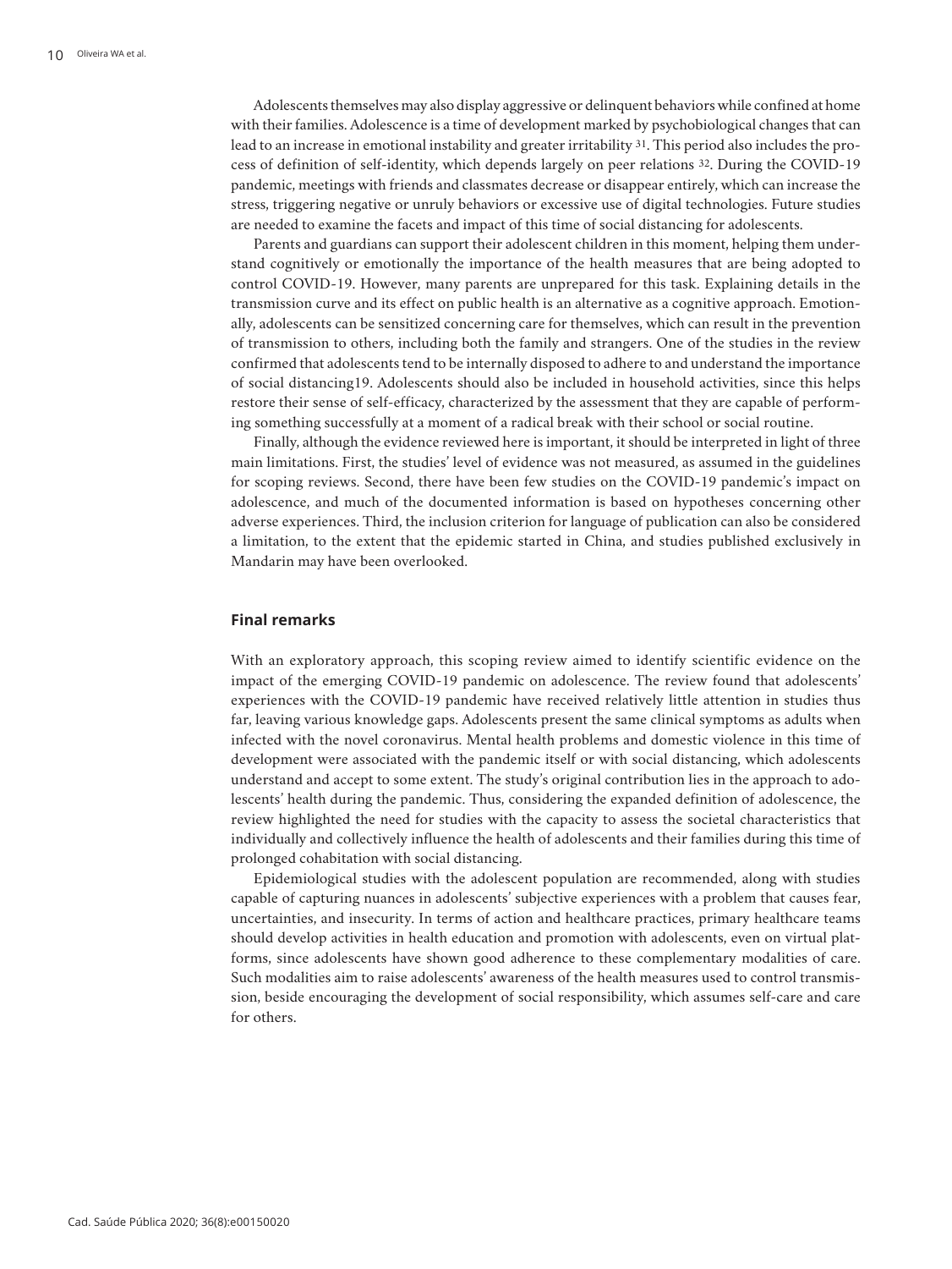Adolescents themselves may also display aggressive or delinquent behaviors while confined at home with their families. Adolescence is a time of development marked by psychobiological changes that can lead to an increase in emotional instability and greater irritability [31]. This period also includes the process of definition of self-identity, which depends largely on peer relations [32]. During the COVID-19 pandemic, meetings with friends and classmates decrease or disappear entirely, which can increase the stress, triggering negative or unruly behaviors or excessive use of digital technologies. Future studies are needed to examine the facets and impact of this time of social distancing for adolescents.

Parents and guardians can support their adolescent children in this moment, helping them understand cognitively or emotionally the importance of the health measures that are being adopted to control COVID-19. However, many parents are unprepared for this task. Explaining details in the transmission curve and its effect on public health is an alternative as a cognitive approach. Emotionally, adolescents can be sensitized concerning care for themselves, which can result in the prevention of transmission to others, including both the family and strangers. One of the studies in the review confirmed that adolescents tend to be internally disposed to adhere to and understand the importance of social distancing[19]. Adolescents should also be included in household activities, since this helps restore their sense of self-efficacy, characterized by the assessment that they are capable of performing something successfully at a moment of a radical break with their school or social routine.

Finally, although the evidence reviewed here is important, it should be interpreted in light of three main limitations. First, the studies' level of evidence was not measured, as assumed in the guidelines for scoping reviews. Second, there have been few studies on the COVID-19 pandemic's impact on adolescence, and much of the documented information is based on hypotheses concerning other adverse experiences. Third, the inclusion criterion for language of publication can also be considered a limitation, to the extent that the epidemic started in China, and studies published exclusively in Mandarin may have been overlooked.

## Final remarks

With an exploratory approach, this scoping review aimed to identify scientific evidence on the impact of the emerging COVID-19 pandemic on adolescence. The review found that adolescents' experiences with the COVID-19 pandemic have received relatively little attention in studies thus far, leaving various knowledge gaps. Adolescents present the same clinical symptoms as adults when infected with the novel coronavirus. Mental health problems and domestic violence in this time of development were associated with the pandemic itself or with social distancing, which adolescents understand and accept to some extent. The study's original contribution lies in the approach to adolescents' health during the pandemic. Thus, considering the expanded definition of adolescence, the review highlighted the need for studies with the capacity to assess the societal characteristics that individually and collectively influence the health of adolescents and their families during this time of prolonged cohabitation with social distancing.

Epidemiological studies with the adolescent population are recommended, along with studies capable of capturing nuances in adolescents' subjective experiences with a problem that causes fear, uncertainties, and insecurity. In terms of action and healthcare practices, primary healthcare teams should develop activities in health education and promotion with adolescents, even on virtual platforms, since adolescents have shown good adherence to these complementary modalities of care. Such modalities aim to raise adolescents' awareness of the health measures used to control transmission, beside encouraging the development of social responsibility, which assumes self-care and care for others.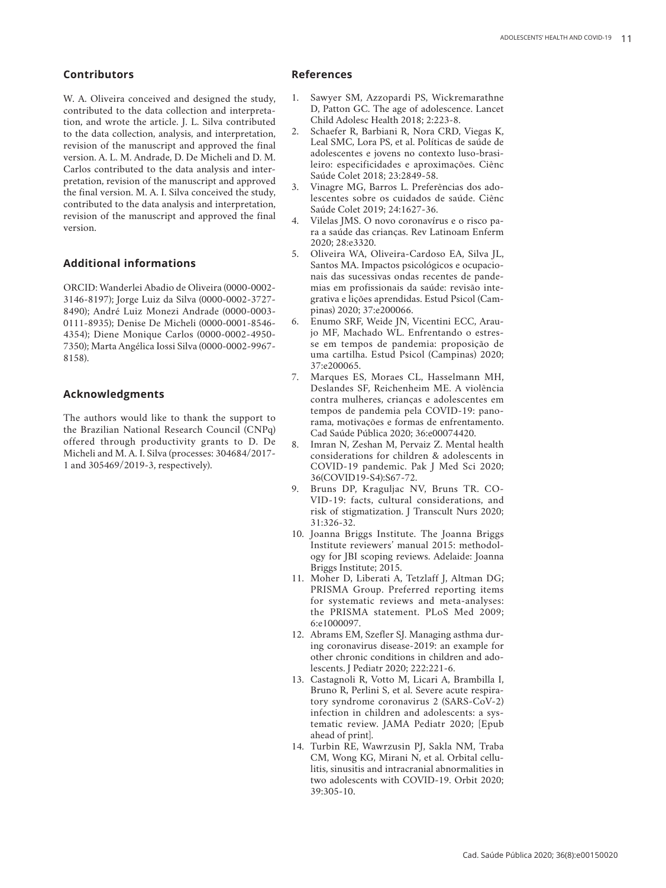## Contributors

W. A. Oliveira conceived and designed the study, contributed to the data collection and interpretation, and wrote the article. J. L. Silva contributed to the data collection, analysis, and interpretation, revision of the manuscript and approved the final version. A. L. M. Andrade, D. De Micheli and D. M. Carlos contributed to the data analysis and interpretation, revision of the manuscript and approved the final version. M. A. I. Silva conceived the study, contributed to the data analysis and interpretation, revision of the manuscript and approved the final version.

## Additional informations

ORCID: Wanderlei Abadio de Oliveira (0000-0002-3146-8197); Jorge Luiz da Silva (0000-0002-3727-8490); André Luiz Monezi Andrade (0000-0003-0111-8935); Denise De Micheli (0000-0001-8546-4354); Diene Monique Carlos (0000-0002-4950-7350); Marta Angélica Iossi Silva (0000-0002-9967-8158).

## Acknowledgments

The authors would like to thank the support to the Brazilian National Research Council (CNPq) offered through productivity grants to D. De Micheli and M. A. I. Silva (processes: 304684/2017-1 and 305469/2019-3, respectively).

## References

1. Sawyer SM, Azzopardi PS, Wickremarathne D, Patton GC. The age of adolescence. Lancet Child Adolesc Health 2018; 2:223-8.
2. Schaefer R, Barbiani R, Nora CRD, Viegas K, Leal SMC, Lora PS, et al. Políticas de saúde de adolescentes e jovens no contexto luso-brasileiro: especificidades e aproximações. Ciênc Saúde Colet 2018; 23:2849-58.
3. Vinagre MG, Barros L. Preferências dos adolescentes sobre os cuidados de saúde. Ciênc Saúde Colet 2019; 24:1627-36.
4. Vilelas JMS. O novo coronavírus e o risco para a saúde das crianças. Rev Latinoam Enferm 2020; 28:e3320.
5. Oliveira WA, Oliveira-Cardoso EA, Silva JL, Santos MA. Impactos psicológicos e ocupacionais das sucessivas ondas recentes de pandemias em profissionais da saúde: revisão integrativa e lições aprendidas. Estud Psicol (Campinas) 2020; 37:e200066.
6. Enumo SRF, Weide JN, Vicentini ECC, Araujo MF, Machado WL. Enfrentando o estresse em tempos de pandemia: proposição de uma cartilha. Estud Psicol (Campinas) 2020; 37:e200065.
7. Marques ES, Moraes CL, Hasselmann MH, Deslandes SF, Reichenheim ME. A violência contra mulheres, crianças e adolescentes em tempos de pandemia pela COVID-19: panorama, motivações e formas de enfrentamento. Cad Saúde Pública 2020; 36:e00074420.
8. Imran N, Zeshan M, Pervaiz Z. Mental health considerations for children & adolescents in COVID-19 pandemic. Pak J Med Sci 2020; 36(COVID19-S4):S67-72.
9. Bruns DP, Kraguljac NV, Bruns TR. COVID-19: facts, cultural considerations, and risk of stigmatization. J Transcult Nurs 2020; 31:326-32.
10. Joanna Briggs Institute. The Joanna Briggs Institute reviewers' manual 2015: methodology for JBI scoping reviews. Adelaide: Joanna Briggs Institute; 2015.
11. Moher D, Liberati A, Tetzlaff J, Altman DG; PRISMA Group. Preferred reporting items for systematic reviews and meta-analyses: the PRISMA statement. PLoS Med 2009; 6:e1000097.
12. Abrams EM, Szefler SJ. Managing asthma during coronavirus disease-2019: an example for other chronic conditions in children and adolescents. J Pediatr 2020; 222:221-6.
13. Castagnoli R, Votto M, Licari A, Brambilla I, Bruno R, Perlini S, et al. Severe acute respiratory syndrome coronavirus 2 (SARS-CoV-2) infection in children and adolescents: a systematic review. JAMA Pediatr 2020; [Epub ahead of print].
14. Turbin RE, Wawrzusin PJ, Sakla NM, Traba CM, Wong KG, Mirani N, et al. Orbital cellulitis, sinusitis and intracranial abnormalities in two adolescents with COVID-19. Orbit 2020; 39:305-10.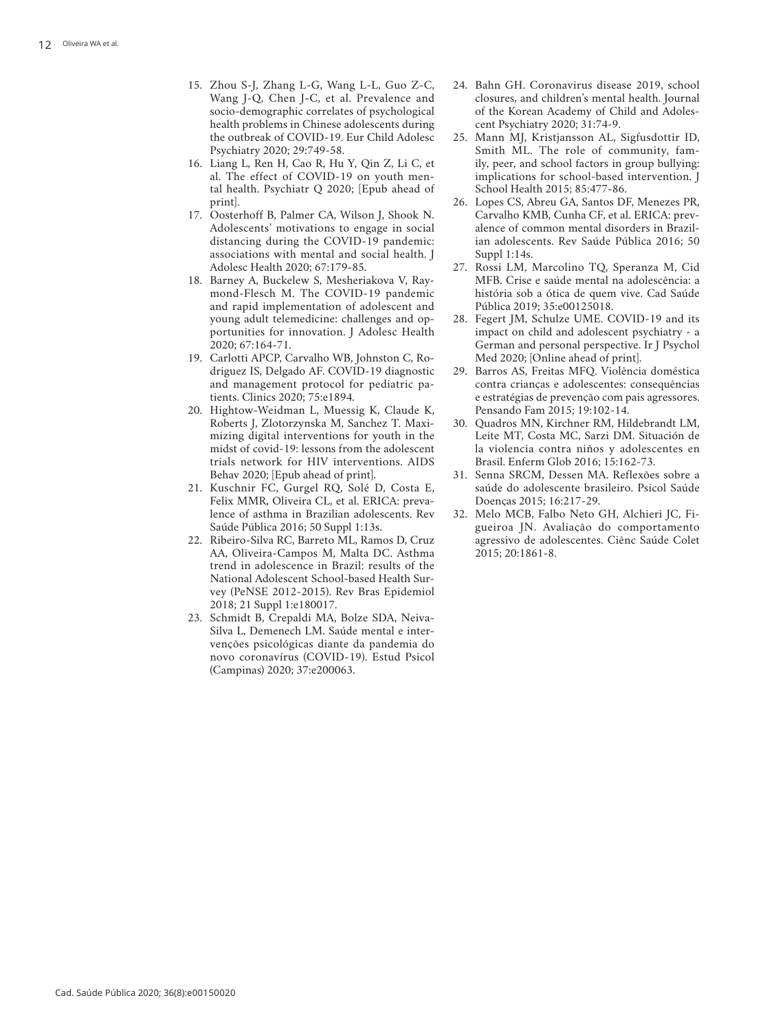15. Zhou S-J, Zhang L-G, Wang L-L, Guo Z-C, Wang J-Q, Chen J-C, et al. Prevalence and socio-demographic correlates of psychological health problems in Chinese adolescents during the outbreak of COVID-19. Eur Child Adolesc Psychiatry 2020; 29:749-58.
16. Liang L, Ren H, Cao R, Hu Y, Qin Z, Li C, et al. The effect of COVID-19 on youth mental health. Psychiatr Q 2020; [Epub ahead of print].
17. Oosterhoff B, Palmer CA, Wilson J, Shook N. Adolescents' motivations to engage in social distancing during the COVID-19 pandemic: associations with mental and social health. J Adolesc Health 2020; 67:179-85.
18. Barney A, Buckelew S, Mesheriakova V, Raymond-Flesch M. The COVID-19 pandemic and rapid implementation of adolescent and young adult telemedicine: challenges and opportunities for innovation. J Adolesc Health 2020; 67:164-71.
19. Carlotti APCP, Carvalho WB, Johnston C, Rodriguez IS, Delgado AF. COVID-19 diagnostic and management protocol for pediatric patients. Clinics 2020; 75:e1894.
20. Hightow-Weidman L, Muessig K, Claude K, Roberts J, Zlotorzynska M, Sanchez T. Maximizing digital interventions for youth in the midst of covid-19: lessons from the adolescent trials network for HIV interventions. AIDS Behav 2020; [Epub ahead of print].
21. Kuschnir FC, Gurgel RQ, Solé D, Costa E, Felix MMR, Oliveira CL, et al. ERICA: prevalence of asthma in Brazilian adolescents. Rev Saúde Pública 2016; 50 Suppl 1:13s.
22. Ribeiro-Silva RC, Barreto ML, Ramos D, Cruz AA, Oliveira-Campos M, Malta DC. Asthma trend in adolescence in Brazil: results of the National Adolescent School-based Health Survey (PeNSE 2012-2015). Rev Bras Epidemiol 2018; 21 Suppl 1:e180017.
23. Schmidt B, Crepaldi MA, Bolze SDA, Neiva-Silva L, Demenech LM. Saúde mental e intervenções psicológicas diante da pandemia do novo coronavírus (COVID-19). Estud Psicol (Campinas) 2020; 37:e200063.
24. Bahn GH. Coronavirus disease 2019, school closures, and children's mental health. Journal of the Korean Academy of Child and Adolescent Psychiatry 2020; 31:74-9.
25. Mann MJ, Kristjansson AL, Sigfusdottir ID, Smith ML. The role of community, family, peer, and school factors in group bullying: implications for school-based intervention. J School Health 2015; 85:477-86.
26. Lopes CS, Abreu GA, Santos DF, Menezes PR, Carvalho KMB, Cunha CF, et al. ERICA: prevalence of common mental disorders in Brazilian adolescents. Rev Saúde Pública 2016; 50 Suppl 1:14s.
27. Rossi LM, Marcolino TQ, Speranza M, Cid MFB. Crise e saúde mental na adolescência: a história sob a ótica de quem vive. Cad Saúde Pública 2019; 35:e00125018.
28. Fegert JM, Schulze UME. COVID-19 and its impact on child and adolescent psychiatry - a German and personal perspective. Ir J Psychol Med 2020; [Online ahead of print].
29. Barros AS, Freitas MFQ. Violência doméstica contra crianças e adolescentes: consequências e estratégias de prevenção com pais agressores. Pensando Fam 2015; 19:102-14.
30. Quadros MN, Kirchner RM, Hildebrandt LM, Leite MT, Costa MC, Sarzi DM. Situación de la violencia contra niños y adolescentes en Brasil. Enferm Glob 2016; 15:162-73.
31. Senna SRCM, Dessen MA. Reflexões sobre a saúde do adolescente brasileiro. Psicol Saúde Doenças 2015; 16:217-29.
32. Melo MCB, Falbo Neto GH, Alchieri JC, Figueiroa JN. Avaliação do comportamento agressivo de adolescentes. Ciênc Saúde Colet 2015; 20:1861-8.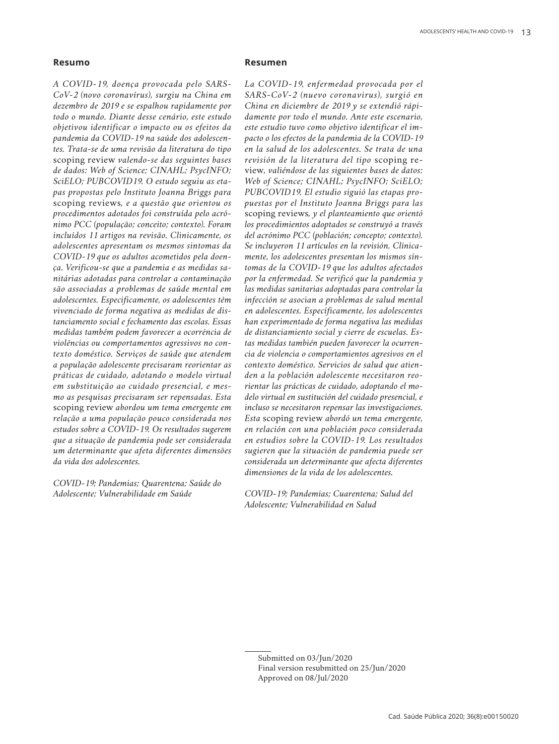## Resumo

*A COVID-19, doença provocada pelo SARS-CoV-2 (novo coronavírus), surgiu na China em dezembro de 2019 e se espalhou rapidamente por todo o mundo. Diante desse cenário, este estudo objetivou identificar o impacto ou os efeitos da pandemia da COVID-19 na saúde dos adolescentes. Trata-se de uma revisão da literatura do tipo* scoping review *valendo-se das seguintes bases de dados: Web of Science; CINAHL; PsycINFO; SciELO; PUBCOVID19. O estudo seguiu as etapas propostas pelo Instituto Joanna Briggs para* scoping reviews*, e a questão que orientou os procedimentos adotados foi construída pelo acrônimo PCC (população; conceito; contexto). Foram incluídos 11 artigos na revisão. Clinicamente, os adolescentes apresentam os mesmos sintomas da COVID-19 que os adultos acometidos pela doença. Verificou-se que a pandemia e as medidas sanitárias adotadas para controlar a contaminação são associadas a problemas de saúde mental em adolescentes. Especificamente, os adolescentes têm vivenciado de forma negativa as medidas de distanciamento social e fechamento das escolas. Essas medidas também podem favorecer a ocorrência de violências ou comportamentos agressivos no contexto doméstico. Serviços de saúde que atendem a população adolescente precisaram reorientar as práticas de cuidado, adotando o modelo virtual em substituição ao cuidado presencial, e mesmo as pesquisas precisaram ser repensadas. Esta* scoping review *abordou um tema emergente em relação a uma população pouco considerada nos estudos sobre a COVID-19. Os resultados sugerem que a situação de pandemia pode ser considerada um determinante que afeta diferentes dimensões da vida dos adolescentes.*

*COVID-19; Pandemias; Quarentena; Saúde do Adolescente; Vulnerabilidade em Saúde*

## Resumen

*La COVID-19, enfermedad provocada por el SARS-CoV-2 (nuevo coronavirus), surgió en China en diciembre de 2019 y se extendió rápidamente por todo el mundo. Ante este escenario, este estudio tuvo como objetivo identificar el impacto o los efectos de la pandemia de la COVID-19 en la salud de los adolescentes. Se trata de una revisión de la literatura del tipo* scoping review*, valiéndose de las siguientes bases de datos: Web of Science; CINAHL; PsycINFO; SciELO; PUBCOVID19. El estudio siguió las etapas propuestas por el Instituto Joanna Briggs para las* scoping reviews*, y el planteamiento que orientó los procedimientos adoptados se construyó a través del acrónimo PCC (población; concepto; contexto). Se incluyeron 11 artículos en la revisión. Clínicamente, los adolescentes presentan los mismos síntomas de la COVID-19 que los adultos afectados por la enfermedad. Se verificó que la pandemia y las medidas sanitarias adoptadas para controlar la infección se asocian a problemas de salud mental en adolescentes. Específicamente, los adolescentes han experimentado de forma negativa las medidas de distanciamiento social y cierre de escuelas. Estas medidas también pueden favorecer la ocurrencia de violencia o comportamientos agresivos en el contexto doméstico. Servicios de salud que atienden a la población adolescente necesitaron reorientar las prácticas de cuidado, adoptando el modelo virtual en sustitución del cuidado presencial, e incluso se necesitaron repensar las investigaciones. Esta* scoping review *abordó un tema emergente, en relación con una población poco considerada en estudios sobre la COVID-19. Los resultados sugieren que la situación de pandemia puede ser considerada un determinante que afecta diferentes dimensiones de la vida de los adolescentes.*

*COVID-19; Pandemias; Cuarentena; Salud del Adolescente; Vulnerabilidad en Salud*

Submitted on 03/Jun/2020
Final version resubmitted on 25/Jun/2020
Approved on 08/Jul/2020